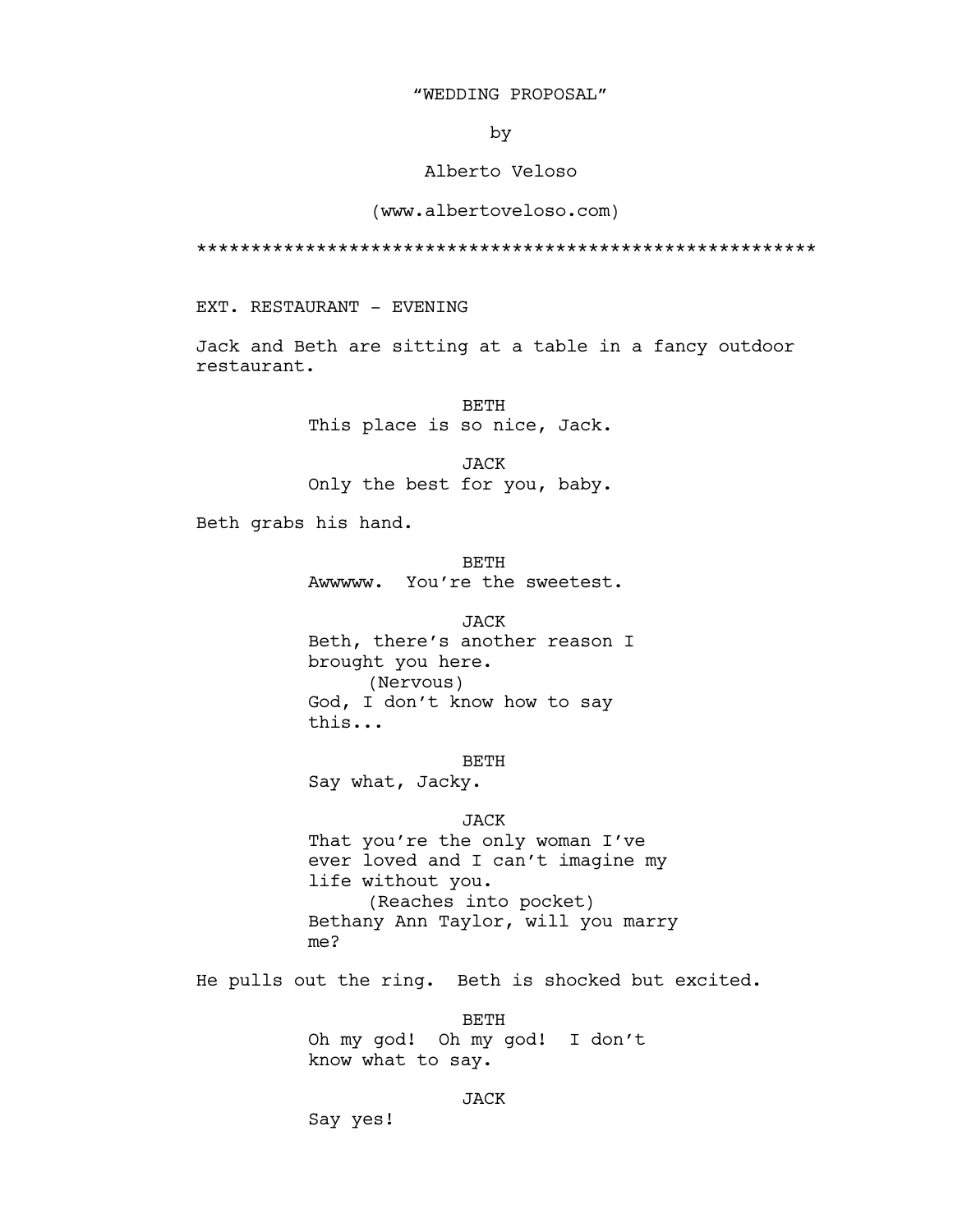"WEDDING PROPOSAL"

by

Alberto Veloso

(www.albertoveloso.com)

*******************************************************

EXT. RESTAURANT - EVENING

Jack and Beth are sitting at a table in a fancy outdoor restaurant.

BETH
This place is so nice, Jack.

JACK
Only the best for you, baby.

Beth grabs his hand.

BETH
Awwwww. You're the sweetest.

JACK
Beth, there's another reason I brought you here.
(Nervous)
God, I don't know how to say this...

BETH
Say what, Jacky.

JACK
That you're the only woman I've ever loved and I can't imagine my life without you.
(Reaches into pocket)
Bethany Ann Taylor, will you marry me?

He pulls out the ring. Beth is shocked but excited.

BETH
Oh my god! Oh my god! I don't know what to say.

JACK
Say yes!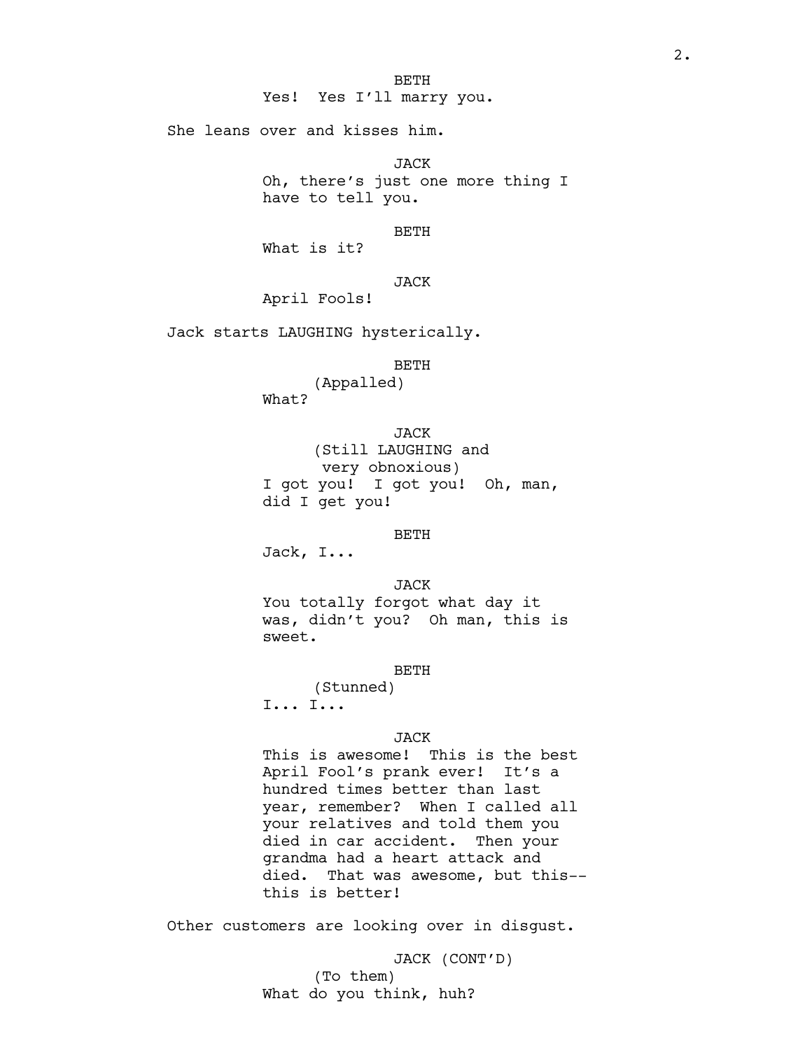BETH

Yes!  Yes I'll marry you.

She leans over and kisses him.

JACK

Oh, there's just one more thing I have to tell you.

BETH

What is it?

JACK

April Fools!

Jack starts LAUGHING hysterically.

BETH

(Appalled)

What?

JACK

(Still LAUGHING and very obnoxious)

I got you!  I got you!  Oh, man, did I get you!

BETH

Jack, I...

JACK

You totally forgot what day it was, didn't you?  Oh man, this is sweet.

BETH

(Stunned)

I... I...

JACK

This is awesome!  This is the best April Fool's prank ever!  It's a hundred times better than last year, remember?  When I called all your relatives and told them you died in car accident.  Then your grandma had a heart attack and died.  That was awesome, but this--this is better!

Other customers are looking over in disgust.

JACK (CONT'D)

(To them)

What do you think, huh?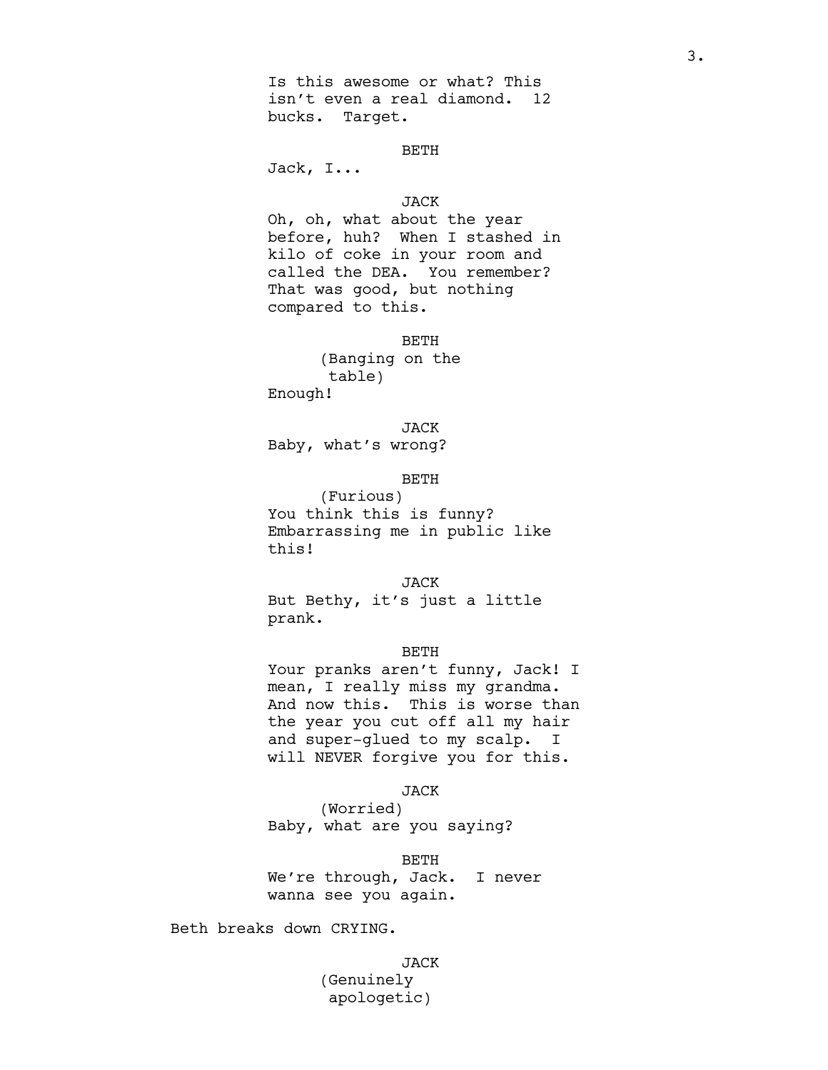Is this awesome or what? This isn't even a real diamond. 12 bucks. Target.

BETH

Jack, I...

JACK

Oh, oh, what about the year before, huh? When I stashed in kilo of coke in your room and called the DEA. You remember? That was good, but nothing compared to this.

BETH

(Banging on the table)

Enough!

JACK

Baby, what's wrong?

BETH

(Furious)

You think this is funny? Embarrassing me in public like this!

JACK

But Bethy, it's just a little prank.

BETH

Your pranks aren't funny, Jack! I mean, I really miss my grandma. And now this. This is worse than the year you cut off all my hair and super-glued to my scalp. I will NEVER forgive you for this.

JACK

(Worried)

Baby, what are you saying?

BETH

We're through, Jack. I never wanna see you again.

Beth breaks down CRYING.

JACK

(Genuinely apologetic)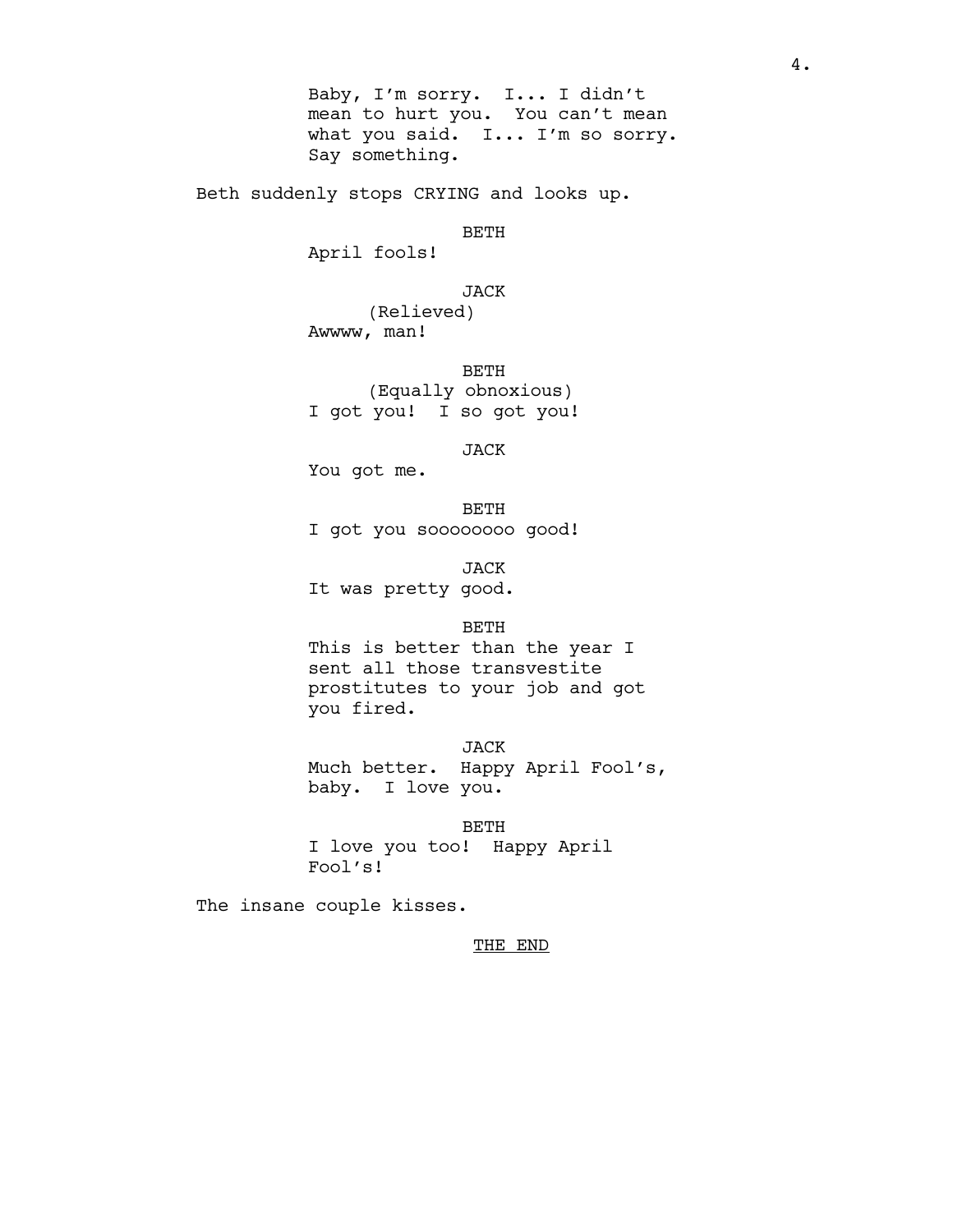Baby, I'm sorry. I... I didn't mean to hurt you. You can't mean what you said. I... I'm so sorry. Say something.

Beth suddenly stops CRYING and looks up.

BETH

April fools!

JACK

(Relieved)

Awwww, man!

BETH

(Equally obnoxious)

I got you! I so got you!

JACK

You got me.

BETH

I got you soooooooo good!

JACK

It was pretty good.

BETH

This is better than the year I sent all those transvestite prostitutes to your job and got you fired.

JACK

Much better. Happy April Fool's, baby. I love you.

BETH

I love you too! Happy April Fool's!

The insane couple kisses.

THE END